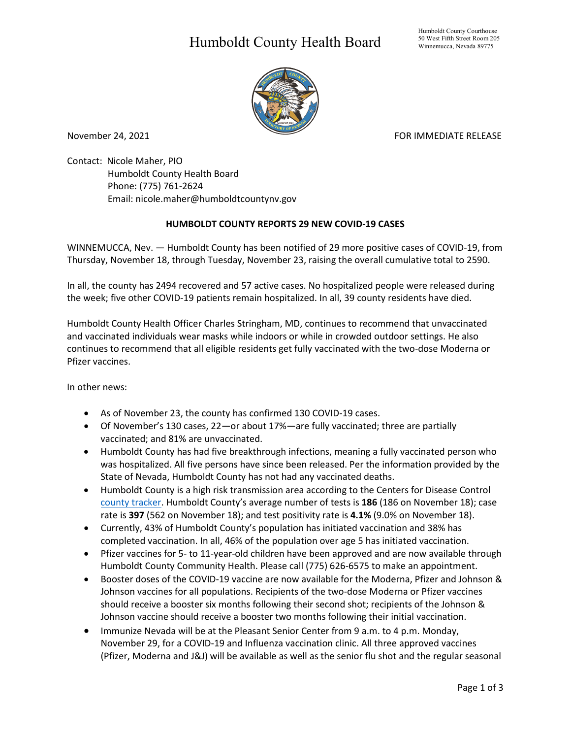# Humboldt County Health Board

Humboldt County Courthouse
50 West Fifth Street Room 205
Winnemucca, Nevada 89775

November 24, 2021

FOR IMMEDIATE RELEASE

Contact: Nicole Maher, PIO
Humboldt County Health Board
Phone: (775) 761-2624
Email: nicole.maher@humboldtcountynv.gov

**HUMBOLDT COUNTY REPORTS 29 NEW COVID-19 CASES**

WINNEMUCCA, Nev. — Humboldt County has been notified of 29 more positive cases of COVID-19, from Thursday, November 18, through Tuesday, November 23, raising the overall cumulative total to 2590.

In all, the county has 2494 recovered and 57 active cases. No hospitalized people were released during the week; five other COVID-19 patients remain hospitalized. In all, 39 county residents have died.

Humboldt County Health Officer Charles Stringham, MD, continues to recommend that unvaccinated and vaccinated individuals wear masks while indoors or while in crowded outdoor settings. He also continues to recommend that all eligible residents get fully vaccinated with the two-dose Moderna or Pfizer vaccines.

In other news:

- As of November 23, the county has confirmed 130 COVID-19 cases.
- Of November's 130 cases, 22—or about 17%—are fully vaccinated; three are partially vaccinated; and 81% are unvaccinated.
- Humboldt County has had five breakthrough infections, meaning a fully vaccinated person who was hospitalized. All five persons have since been released. Per the information provided by the State of Nevada, Humboldt County has not had any vaccinated deaths.
- Humboldt County is a high risk transmission area according to the Centers for Disease Control county tracker. Humboldt County's average number of tests is **186** (186 on November 18); case rate is **397** (562 on November 18); and test positivity rate is **4.1%** (9.0% on November 18).
- Currently, 43% of Humboldt County's population has initiated vaccination and 38% has completed vaccination. In all, 46% of the population over age 5 has initiated vaccination.
- Pfizer vaccines for 5- to 11-year-old children have been approved and are now available through Humboldt County Community Health. Please call (775) 626-6575 to make an appointment.
- Booster doses of the COVID-19 vaccine are now available for the Moderna, Pfizer and Johnson & Johnson vaccines for all populations. Recipients of the two-dose Moderna or Pfizer vaccines should receive a booster six months following their second shot; recipients of the Johnson & Johnson vaccine should receive a booster two months following their initial vaccination.
- Immunize Nevada will be at the Pleasant Senior Center from 9 a.m. to 4 p.m. Monday, November 29, for a COVID-19 and Influenza vaccination clinic. All three approved vaccines (Pfizer, Moderna and J&J) will be available as well as the senior flu shot and the regular seasonal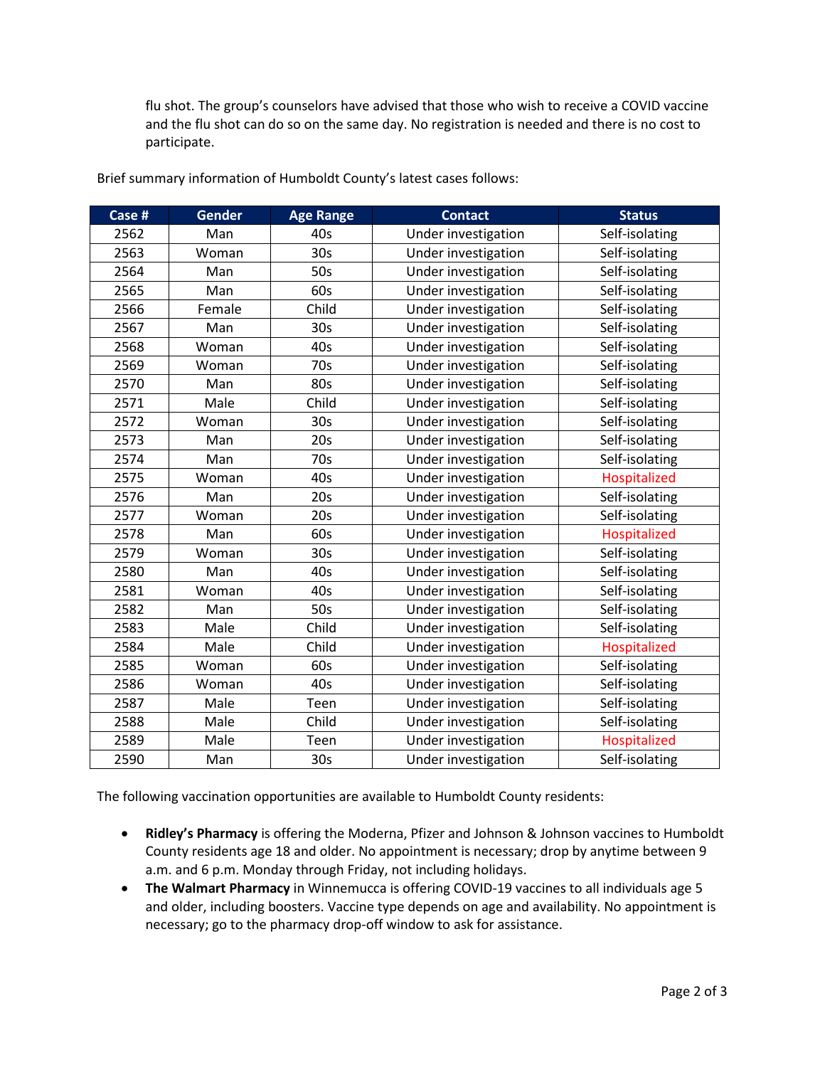flu shot. The group's counselors have advised that those who wish to receive a COVID vaccine and the flu shot can do so on the same day. No registration is needed and there is no cost to participate.

Brief summary information of Humboldt County's latest cases follows:

| Case # | Gender | Age Range | Contact | Status |
|---|---|---|---|---|
| 2562 | Man | 40s | Under investigation | Self-isolating |
| 2563 | Woman | 30s | Under investigation | Self-isolating |
| 2564 | Man | 50s | Under investigation | Self-isolating |
| 2565 | Man | 60s | Under investigation | Self-isolating |
| 2566 | Female | Child | Under investigation | Self-isolating |
| 2567 | Man | 30s | Under investigation | Self-isolating |
| 2568 | Woman | 40s | Under investigation | Self-isolating |
| 2569 | Woman | 70s | Under investigation | Self-isolating |
| 2570 | Man | 80s | Under investigation | Self-isolating |
| 2571 | Male | Child | Under investigation | Self-isolating |
| 2572 | Woman | 30s | Under investigation | Self-isolating |
| 2573 | Man | 20s | Under investigation | Self-isolating |
| 2574 | Man | 70s | Under investigation | Self-isolating |
| 2575 | Woman | 40s | Under investigation | Hospitalized |
| 2576 | Man | 20s | Under investigation | Self-isolating |
| 2577 | Woman | 20s | Under investigation | Self-isolating |
| 2578 | Man | 60s | Under investigation | Hospitalized |
| 2579 | Woman | 30s | Under investigation | Self-isolating |
| 2580 | Man | 40s | Under investigation | Self-isolating |
| 2581 | Woman | 40s | Under investigation | Self-isolating |
| 2582 | Man | 50s | Under investigation | Self-isolating |
| 2583 | Male | Child | Under investigation | Self-isolating |
| 2584 | Male | Child | Under investigation | Hospitalized |
| 2585 | Woman | 60s | Under investigation | Self-isolating |
| 2586 | Woman | 40s | Under investigation | Self-isolating |
| 2587 | Male | Teen | Under investigation | Self-isolating |
| 2588 | Male | Child | Under investigation | Self-isolating |
| 2589 | Male | Teen | Under investigation | Hospitalized |
| 2590 | Man | 30s | Under investigation | Self-isolating |

The following vaccination opportunities are available to Humboldt County residents:

- **Ridley's Pharmacy** is offering the Moderna, Pfizer and Johnson & Johnson vaccines to Humboldt County residents age 18 and older. No appointment is necessary; drop by anytime between 9 a.m. and 6 p.m. Monday through Friday, not including holidays.
- **The Walmart Pharmacy** in Winnemucca is offering COVID-19 vaccines to all individuals age 5 and older, including boosters. Vaccine type depends on age and availability. No appointment is necessary; go to the pharmacy drop-off window to ask for assistance.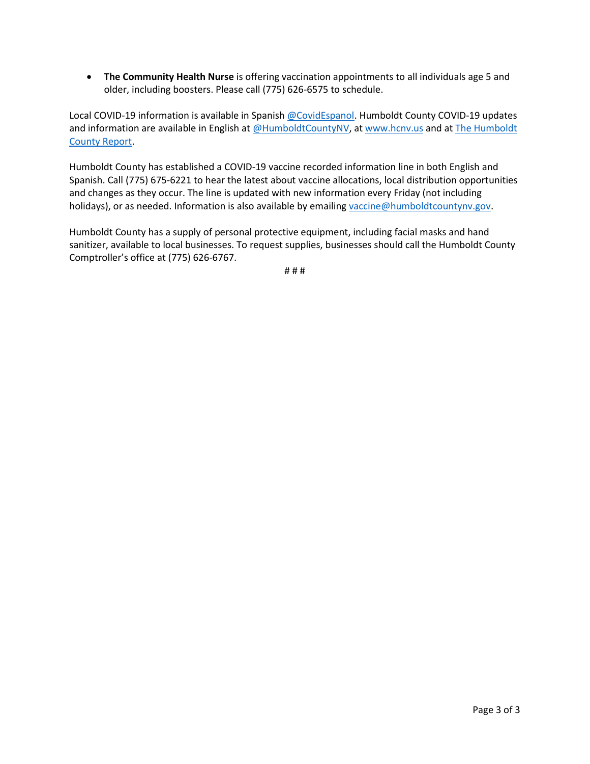- **The Community Health Nurse** is offering vaccination appointments to all individuals age 5 and older, including boosters. Please call (775) 626-6575 to schedule.

Local COVID-19 information is available in Spanish @CovidEspanol. Humboldt County COVID-19 updates and information are available in English at @HumboldtCountyNV, at www.hcnv.us and at The Humboldt County Report.

Humboldt County has established a COVID-19 vaccine recorded information line in both English and Spanish. Call (775) 675-6221 to hear the latest about vaccine allocations, local distribution opportunities and changes as they occur. The line is updated with new information every Friday (not including holidays), or as needed. Information is also available by emailing vaccine@humboldtcountynv.gov.

Humboldt County has a supply of personal protective equipment, including facial masks and hand sanitizer, available to local businesses. To request supplies, businesses should call the Humboldt County Comptroller's office at (775) 626-6767.

# # #